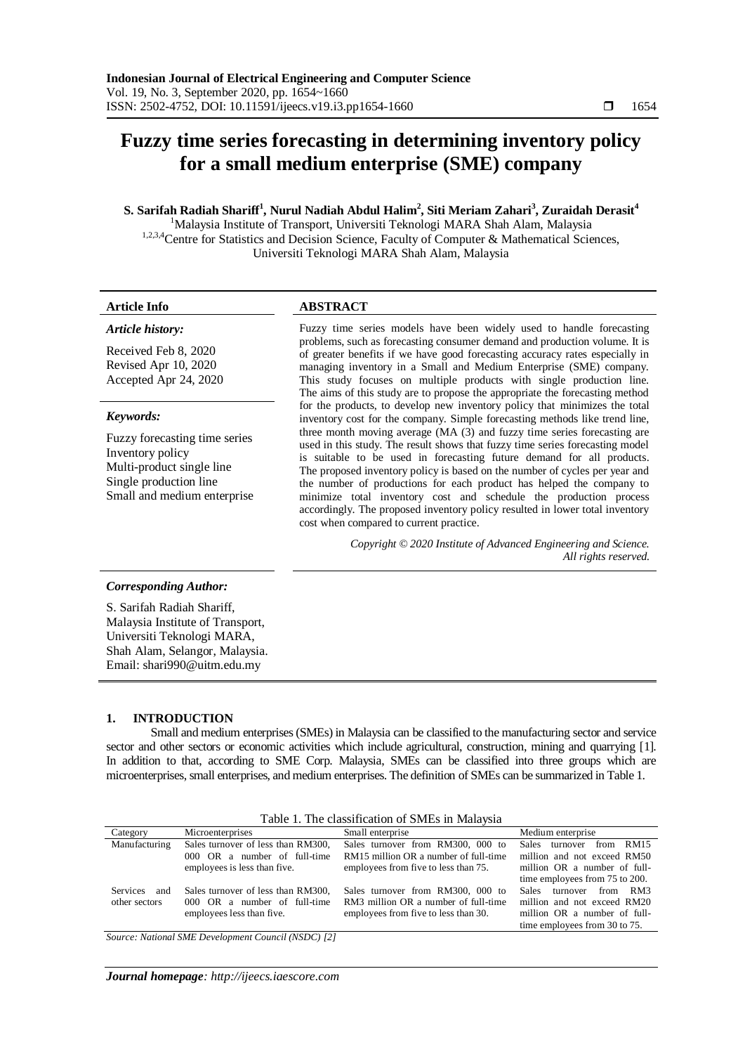# Fuzzy time series forecasting in determining inventory policy for a small medium enterprise (SME) company

**S. Sarifah Radiah Shariff[1], Nurul Nadiah Abdul Halim[2], Siti Meriam Zahari[3], Zuraidah Derasit[4]**

[1]Malaysia Institute of Transport, Universiti Teknologi MARA Shah Alam, Malaysia
[1,2,3,4]Centre for Statistics and Decision Science, Faculty of Computer & Mathematical Sciences, Universiti Teknologi MARA Shah Alam, Malaysia

**Article Info**

***Article history:***

Received Feb 8, 2020
Revised Apr 10, 2020
Accepted Apr 24, 2020

***Keywords:***

Fuzzy forecasting time series
Inventory policy
Multi-product single line
Single production line
Small and medium enterprise

**ABSTRACT**

Fuzzy time series models have been widely used to handle forecasting problems, such as forecasting consumer demand and production volume. It is of greater benefits if we have good forecasting accuracy rates especially in managing inventory in a Small and Medium Enterprise (SME) company. This study focuses on multiple products with single production line. The aims of this study are to propose the appropriate the forecasting method for the products, to develop new inventory policy that minimizes the total inventory cost for the company. Simple forecasting methods like trend line, three month moving average (MA (3) and fuzzy time series forecasting are used in this study. The result shows that fuzzy time series forecasting model is suitable to be used in forecasting future demand for all products. The proposed inventory policy is based on the number of cycles per year and the number of productions for each product has helped the company to minimize total inventory cost and schedule the production process accordingly. The proposed inventory policy resulted in lower total inventory cost when compared to current practice.

*Copyright © 2020 Institute of Advanced Engineering and Science. All rights reserved.*

***Corresponding Author:***

S. Sarifah Radiah Shariff,
Malaysia Institute of Transport,
Universiti Teknologi MARA,
Shah Alam, Selangor, Malaysia.
Email: shari990@uitm.edu.my

## 1. INTRODUCTION

Small and medium enterprises (SMEs) in Malaysia can be classified to the manufacturing sector and service sector and other sectors or economic activities which include agricultural, construction, mining and quarrying [1]. In addition to that, according to SME Corp. Malaysia, SMEs can be classified into three groups which are microenterprises, small enterprises, and medium enterprises. The definition of SMEs can be summarized in Table 1.

Table 1. The classification of SMEs in Malaysia

| Category | Microenterprises | Small enterprise | Medium enterprise |
|---|---|---|---|
| Manufacturing | Sales turnover of less than RM300, 000 OR a number of full-time employees is less than five. | Sales turnover from RM300, 000 to RM15 million OR a number of full-time employees from five to less than 75. | Sales turnover from RM15 million and not exceed RM50 million OR a number of full-time employees from 75 to 200. |
| Services and other sectors | Sales turnover of less than RM300, 000 OR a number of full-time employees less than five. | Sales turnover from RM300, 000 to RM3 million OR a number of full-time employees from five to less than 30. | Sales turnover from RM3 million and not exceed RM20 million OR a number of full-time employees from 30 to 75. |

*Source: National SME Development Council (NSDC) [2]*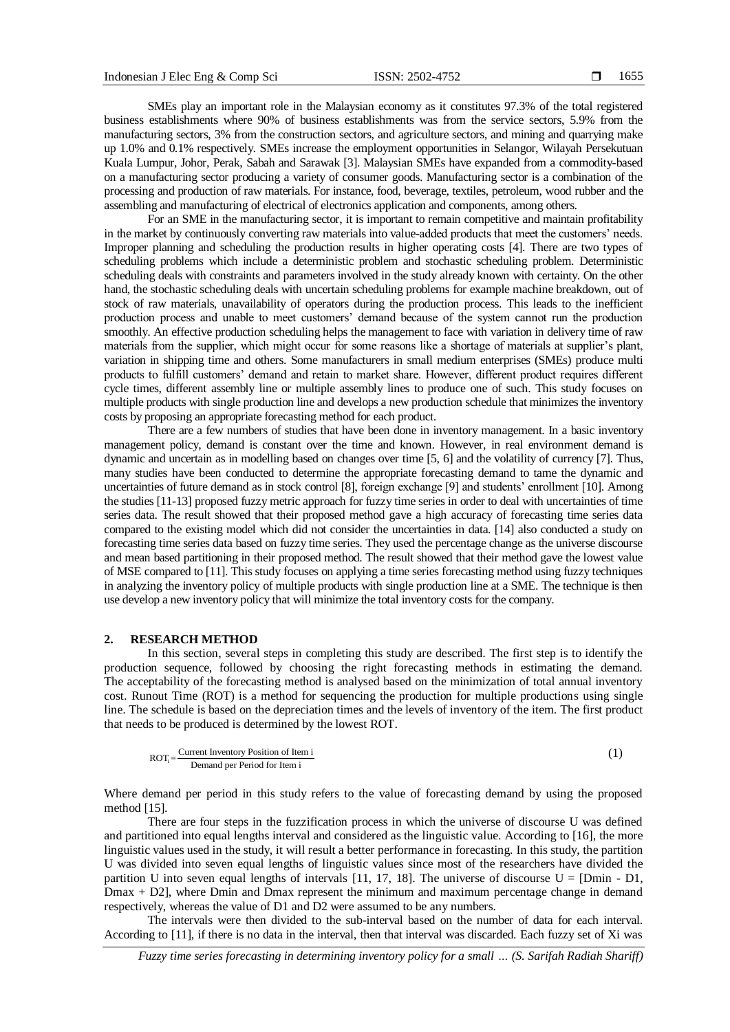SMEs play an important role in the Malaysian economy as it constitutes 97.3% of the total registered business establishments where 90% of business establishments was from the service sectors, 5.9% from the manufacturing sectors, 3% from the construction sectors, and agriculture sectors, and mining and quarrying make up 1.0% and 0.1% respectively. SMEs increase the employment opportunities in Selangor, Wilayah Persekutuan Kuala Lumpur, Johor, Perak, Sabah and Sarawak [3]. Malaysian SMEs have expanded from a commodity-based on a manufacturing sector producing a variety of consumer goods. Manufacturing sector is a combination of the processing and production of raw materials. For instance, food, beverage, textiles, petroleum, wood rubber and the assembling and manufacturing of electrical of electronics application and components, among others.

For an SME in the manufacturing sector, it is important to remain competitive and maintain profitability in the market by continuously converting raw materials into value-added products that meet the customers' needs. Improper planning and scheduling the production results in higher operating costs [4]. There are two types of scheduling problems which include a deterministic problem and stochastic scheduling problem. Deterministic scheduling deals with constraints and parameters involved in the study already known with certainty. On the other hand, the stochastic scheduling deals with uncertain scheduling problems for example machine breakdown, out of stock of raw materials, unavailability of operators during the production process. This leads to the inefficient production process and unable to meet customers' demand because of the system cannot run the production smoothly. An effective production scheduling helps the management to face with variation in delivery time of raw materials from the supplier, which might occur for some reasons like a shortage of materials at supplier's plant, variation in shipping time and others. Some manufacturers in small medium enterprises (SMEs) produce multi products to fulfill customers' demand and retain to market share. However, different product requires different cycle times, different assembly line or multiple assembly lines to produce one of such. This study focuses on multiple products with single production line and develops a new production schedule that minimizes the inventory costs by proposing an appropriate forecasting method for each product.

There are a few numbers of studies that have been done in inventory management. In a basic inventory management policy, demand is constant over the time and known. However, in real environment demand is dynamic and uncertain as in modelling based on changes over time [5, 6] and the volatility of currency [7]. Thus, many studies have been conducted to determine the appropriate forecasting demand to tame the dynamic and uncertainties of future demand as in stock control [8], foreign exchange [9] and students' enrollment [10]. Among the studies [11-13] proposed fuzzy metric approach for fuzzy time series in order to deal with uncertainties of time series data. The result showed that their proposed method gave a high accuracy of forecasting time series data compared to the existing model which did not consider the uncertainties in data. [14] also conducted a study on forecasting time series data based on fuzzy time series. They used the percentage change as the universe discourse and mean based partitioning in their proposed method. The result showed that their method gave the lowest value of MSE compared to [11]. This study focuses on applying a time series forecasting method using fuzzy techniques in analyzing the inventory policy of multiple products with single production line at a SME. The technique is then use develop a new inventory policy that will minimize the total inventory costs for the company.

## 2. RESEARCH METHOD

In this section, several steps in completing this study are described. The first step is to identify the production sequence, followed by choosing the right forecasting methods in estimating the demand. The acceptability of the forecasting method is analysed based on the minimization of total annual inventory cost. Runout Time (ROT) is a method for sequencing the production for multiple productions using single line. The schedule is based on the depreciation times and the levels of inventory of the item. The first product that needs to be produced is determined by the lowest ROT.

$$\text{ROT}_i = \frac{\text{Current Inventory Position of Item i}}{\text{Demand per Period for Item i}} \tag{1}$$

Where demand per period in this study refers to the value of forecasting demand by using the proposed method [15].

There are four steps in the fuzzification process in which the universe of discourse U was defined and partitioned into equal lengths interval and considered as the linguistic value. According to [16], the more linguistic values used in the study, it will result a better performance in forecasting. In this study, the partition U was divided into seven equal lengths of linguistic values since most of the researchers have divided the partition U into seven equal lengths of intervals [11, 17, 18]. The universe of discourse U = [Dmin - D1, Dmax + D2], where Dmin and Dmax represent the minimum and maximum percentage change in demand respectively, whereas the value of D1 and D2 were assumed to be any numbers.

The intervals were then divided to the sub-interval based on the number of data for each interval. According to [11], if there is no data in the interval, then that interval was discarded. Each fuzzy set of Xi was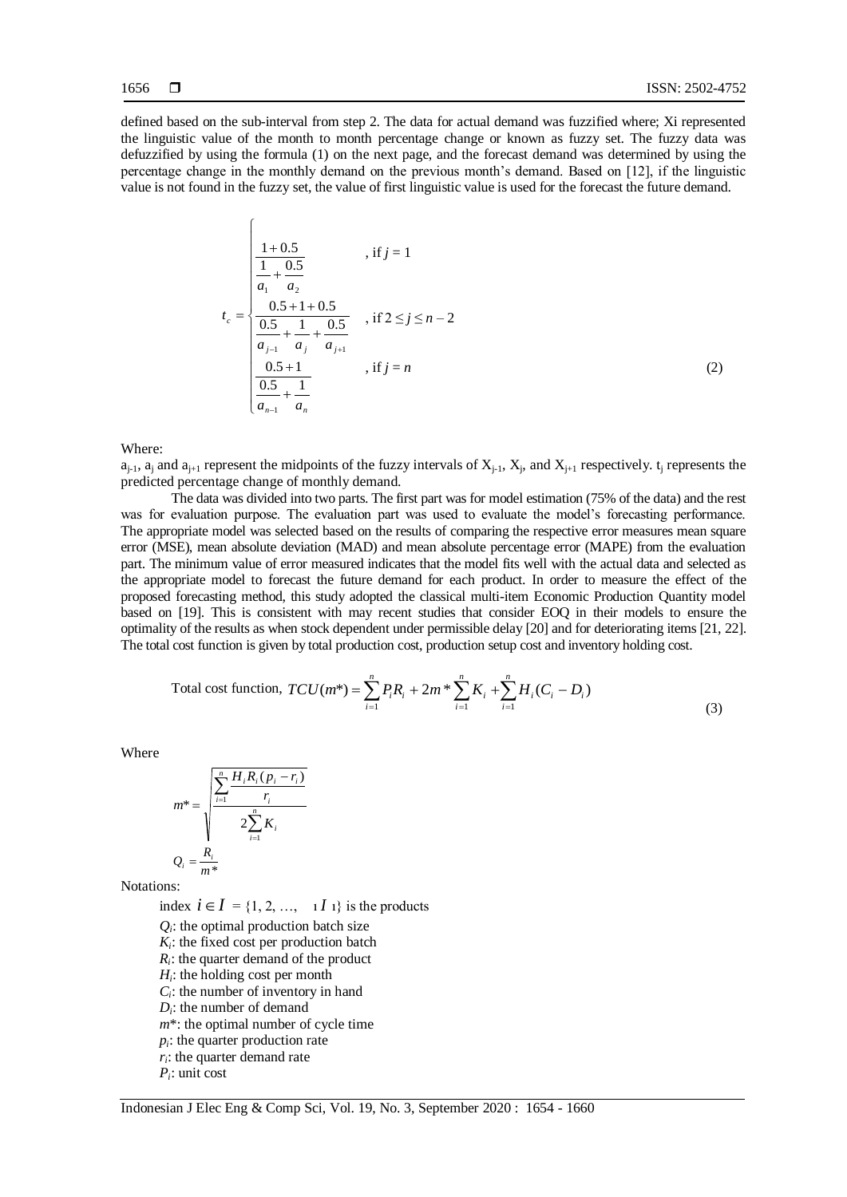defined based on the sub-interval from step 2. The data for actual demand was fuzzified where; Xi represented the linguistic value of the month to month percentage change or known as fuzzy set. The fuzzy data was defuzzified by using the formula (1) on the next page, and the forecast demand was determined by using the percentage change in the monthly demand on the previous month's demand. Based on [12], if the linguistic value is not found in the fuzzy set, the value of first linguistic value is used for the forecast the future demand.

$$
t_c = \begin{cases} \dfrac{1+0.5}{\dfrac{1}{a_1}+\dfrac{0.5}{a_2}} & \text{, if } j = 1 \\[2ex] \dfrac{0.5+1+0.5}{\dfrac{0.5}{a_{j-1}}+\dfrac{1}{a_j}+\dfrac{0.5}{a_{j+1}}} & \text{, if } 2 \le j \le n-2 \\[2ex] \dfrac{0.5+1}{\dfrac{0.5}{a_{n-1}}+\dfrac{1}{a_n}} & \text{, if } j = n \end{cases} \tag{2}
$$

Where:

$a_{j-1}$, $a_j$ and $a_{j+1}$ represent the midpoints of the fuzzy intervals of $X_{j-1}$, $X_j$, and $X_{j+1}$ respectively. $t_j$ represents the predicted percentage change of monthly demand.

The data was divided into two parts. The first part was for model estimation (75% of the data) and the rest was for evaluation purpose. The evaluation part was used to evaluate the model's forecasting performance. The appropriate model was selected based on the results of comparing the respective error measures mean square error (MSE), mean absolute deviation (MAD) and mean absolute percentage error (MAPE) from the evaluation part. The minimum value of error measured indicates that the model fits well with the actual data and selected as the appropriate model to forecast the future demand for each product. In order to measure the effect of the proposed forecasting method, this study adopted the classical multi-item Economic Production Quantity model based on [19]. This is consistent with may recent studies that consider EOQ in their models to ensure the optimality of the results as when stock dependent under permissible delay [20] and for deteriorating items [21, 22]. The total cost function is given by total production cost, production setup cost and inventory holding cost.

$$
\text{Total cost function, } TCU(m^*) = \sum_{i=1}^{n} P_i R_i + 2m^* \sum_{i=1}^{n} K_i + \sum_{i=1}^{n} H_i (C_i - D_i) \tag{3}
$$

Where

$$
m^* = \sqrt{\frac{\sum_{i=1}^{n} \dfrac{H_i R_i (p_i - r_i)}{r_i}}{2\sum_{i=1}^{n} K_i}}
$$

$$
Q_i = \frac{R_i}{m^*}
$$

Notations:

index $i \in I = \{1, 2, \ldots, |I|\}$ is the products

$Q_i$: the optimal production batch size
$K_i$: the fixed cost per production batch
$R_i$: the quarter demand of the product
$H_i$: the holding cost per month
$C_i$: the number of inventory in hand
$D_i$: the number of demand
$m^*$: the optimal number of cycle time
$p_i$: the quarter production rate
$r_i$: the quarter demand rate
$P_i$: unit cost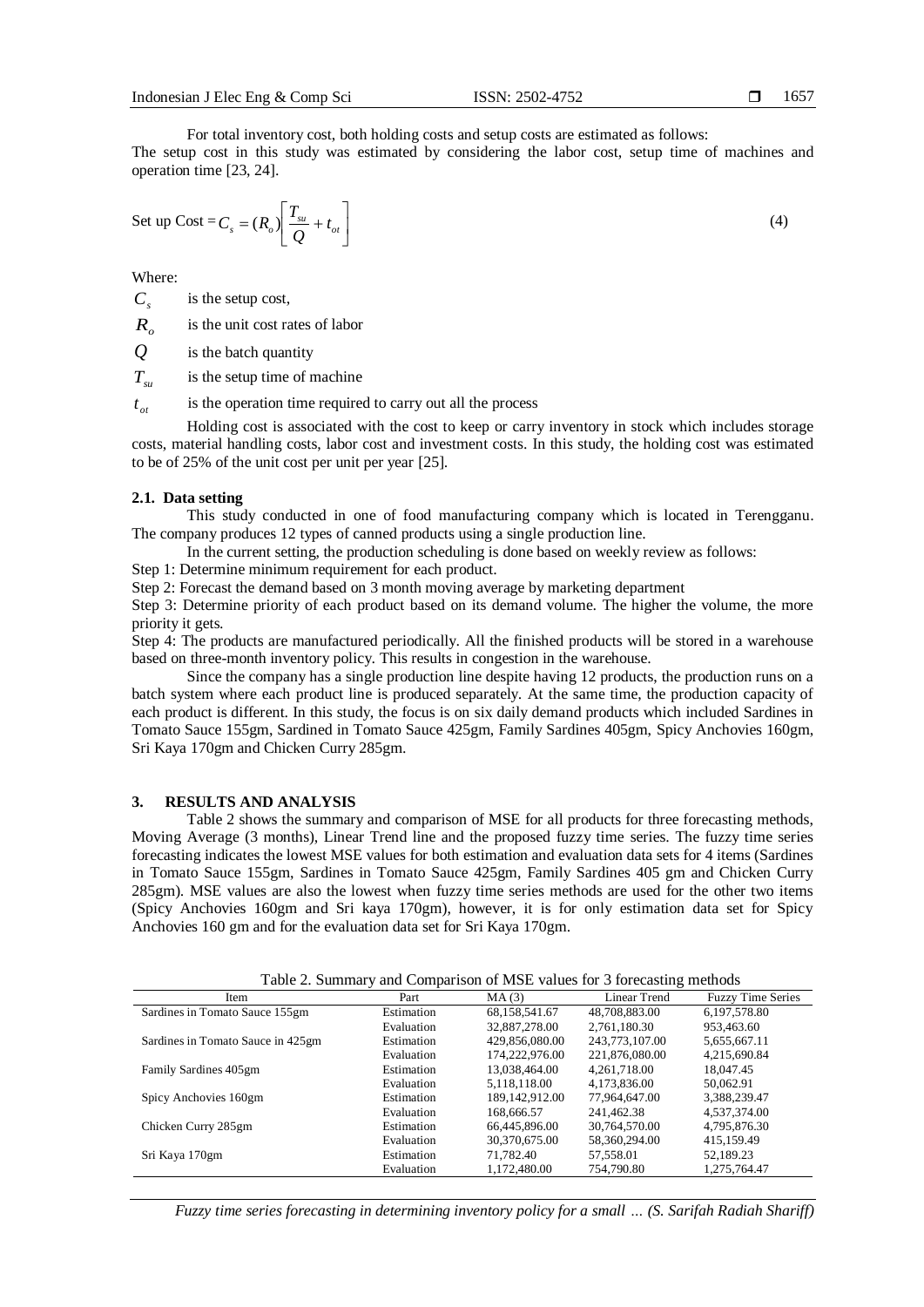For total inventory cost, both holding costs and setup costs are estimated as follows:
The setup cost in this study was estimated by considering the labor cost, setup time of machines and operation time [23, 24].

$$\text{Set up Cost} = C_s = (R_o)\left[\frac{T_{su}}{Q} + t_{ot}\right] \tag{4}$$

Where:

$C_s$ is the setup cost,

$R_o$ is the unit cost rates of labor

$Q$ is the batch quantity

$T_{su}$ is the setup time of machine

$t_{ot}$ is the operation time required to carry out all the process

Holding cost is associated with the cost to keep or carry inventory in stock which includes storage costs, material handling costs, labor cost and investment costs. In this study, the holding cost was estimated to be of 25% of the unit cost per unit per year [25].

### 2.1. Data setting

This study conducted in one of food manufacturing company which is located in Terengganu. The company produces 12 types of canned products using a single production line.

In the current setting, the production scheduling is done based on weekly review as follows:

Step 1: Determine minimum requirement for each product.

Step 2: Forecast the demand based on 3 month moving average by marketing department

Step 3: Determine priority of each product based on its demand volume. The higher the volume, the more priority it gets.

Step 4: The products are manufactured periodically. All the finished products will be stored in a warehouse based on three-month inventory policy. This results in congestion in the warehouse.

Since the company has a single production line despite having 12 products, the production runs on a batch system where each product line is produced separately. At the same time, the production capacity of each product is different. In this study, the focus is on six daily demand products which included Sardines in Tomato Sauce 155gm, Sardined in Tomato Sauce 425gm, Family Sardines 405gm, Spicy Anchovies 160gm, Sri Kaya 170gm and Chicken Curry 285gm.

## 3. RESULTS AND ANALYSIS

Table 2 shows the summary and comparison of MSE for all products for three forecasting methods, Moving Average (3 months), Linear Trend line and the proposed fuzzy time series. The fuzzy time series forecasting indicates the lowest MSE values for both estimation and evaluation data sets for 4 items (Sardines in Tomato Sauce 155gm, Sardines in Tomato Sauce 425gm, Family Sardines 405 gm and Chicken Curry 285gm). MSE values are also the lowest when fuzzy time series methods are used for the other two items (Spicy Anchovies 160gm and Sri kaya 170gm), however, it is for only estimation data set for Spicy Anchovies 160 gm and for the evaluation data set for Sri Kaya 170gm.

Table 2. Summary and Comparison of MSE values for 3 forecasting methods

| Item | Part | MA (3) | Linear Trend | Fuzzy Time Series |
|---|---|---|---|---|
| Sardines in Tomato Sauce 155gm | Estimation | 68,158,541.67 | 48,708,883.00 | 6,197,578.80 |
| | Evaluation | 32,887,278.00 | 2,761,180.30 | 953,463.60 |
| Sardines in Tomato Sauce in 425gm | Estimation | 429,856,080.00 | 243,773,107.00 | 5,655,667.11 |
| | Evaluation | 174,222,976.00 | 221,876,080.00 | 4,215,690.84 |
| Family Sardines 405gm | Estimation | 13,038,464.00 | 4,261,718.00 | 18,047.45 |
| | Evaluation | 5,118,118.00 | 4,173,836.00 | 50,062.91 |
| Spicy Anchovies 160gm | Estimation | 189,142,912.00 | 77,964,647.00 | 3,388,239.47 |
| | Evaluation | 168,666.57 | 241,462.38 | 4,537,374.00 |
| Chicken Curry 285gm | Estimation | 66,445,896.00 | 30,764,570.00 | 4,795,876.30 |
| | Evaluation | 30,370,675.00 | 58,360,294.00 | 415,159.49 |
| Sri Kaya 170gm | Estimation | 71,782.40 | 57,558.01 | 52,189.23 |
| | Evaluation | 1,172,480.00 | 754,790.80 | 1,275,764.47 |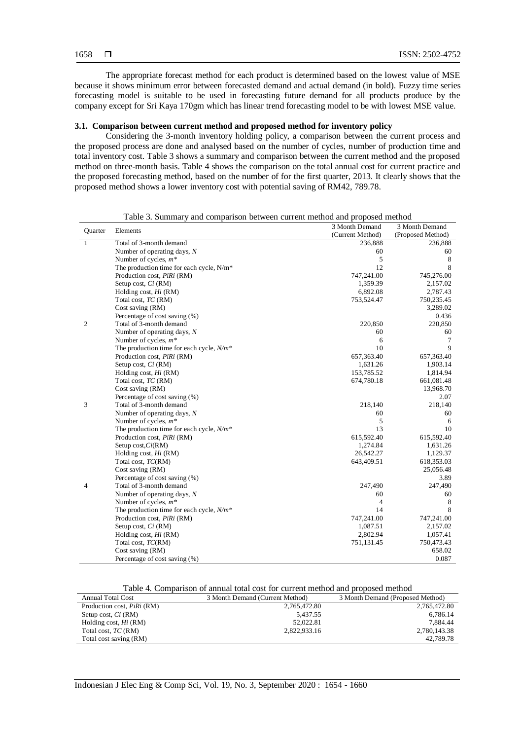The appropriate forecast method for each product is determined based on the lowest value of MSE because it shows minimum error between forecasted demand and actual demand (in bold). Fuzzy time series forecasting model is suitable to be used in forecasting future demand for all products produce by the company except for Sri Kaya 170gm which has linear trend forecasting model to be with lowest MSE value.

### 3.1. Comparison between current method and proposed method for inventory policy

Considering the 3-month inventory holding policy, a comparison between the current process and the proposed process are done and analysed based on the number of cycles, number of production time and total inventory cost. Table 3 shows a summary and comparison between the current method and the proposed method on three-month basis. Table 4 shows the comparison on the total annual cost for current practice and the proposed forecasting method, based on the number of for the first quarter, 2013. It clearly shows that the proposed method shows a lower inventory cost with potential saving of RM42, 789.78.

Table 3. Summary and comparison between current method and proposed method

| Quarter | Elements | 3 Month Demand (Current Method) | 3 Month Demand (Proposed Method) |
|---|---|---|---|
| 1 | Total of 3-month demand | 236,888 | 236,888 |
| | Number of operating days, $N$ | 60 | 60 |
| | Number of cycles, $m^*$ | 5 | 8 |
| | The production time for each cycle, $N/m^*$ | 12 | 8 |
| | Production cost, $P_iR_i$ (RM) | 747,241.00 | 745,276.00 |
| | Setup cost, $C_i$ (RM) | 1,359.39 | 2,157.02 |
| | Holding cost, $H_i$ (RM) | 6,892.08 | 2,787.43 |
| | Total cost, $TC$ (RM) | 753,524.47 | 750,235.45 |
| | Cost saving (RM) | | 3,289.02 |
| | Percentage of cost saving (%) | | 0.436 |
| 2 | Total of 3-month demand | 220,850 | 220,850 |
| | Number of operating days, $N$ | 60 | 60 |
| | Number of cycles, $m^*$ | 6 | 7 |
| | The production time for each cycle, $N/m^*$ | 10 | 9 |
| | Production cost, $P_iR_i$ (RM) | 657,363.40 | 657,363.40 |
| | Setup cost, $C_i$ (RM) | 1,631.26 | 1,903.14 |
| | Holding cost, $H_i$ (RM) | 153,785.52 | 1,814.94 |
| | Total cost, $TC$ (RM) | 674,780.18 | 661,081.48 |
| | Cost saving (RM) | | 13,968.70 |
| | Percentage of cost saving (%) | | 2.07 |
| 3 | Total of 3-month demand | 218,140 | 218,140 |
| | Number of operating days, $N$ | 60 | 60 |
| | Number of cycles, $m^*$ | 5 | 6 |
| | The production time for each cycle, $N/m^*$ | 13 | 10 |
| | Production cost, $P_iR_i$ (RM) | 615,592.40 | 615,592.40 |
| | Setup cost, $C_i$ (RM) | 1,274.84 | 1,631.26 |
| | Holding cost, $H_i$ (RM) | 26,542.27 | 1,129.37 |
| | Total cost, $TC$ (RM) | 643,409.51 | 618,353.03 |
| | Cost saving (RM) | | 25,056.48 |
| | Percentage of cost saving (%) | | 3.89 |
| 4 | Total of 3-month demand | 247,490 | 247,490 |
| | Number of operating days, $N$ | 60 | 60 |
| | Number of cycles, $m^*$ | 4 | 8 |
| | The production time for each cycle, $N/m^*$ | 14 | 8 |
| | Production cost, $P_iR_i$ (RM) | 747,241.00 | 747,241.00 |
| | Setup cost, $C_i$ (RM) | 1,087.51 | 2,157.02 |
| | Holding cost, $H_i$ (RM) | 2,802.94 | 1,057.41 |
| | Total cost, $TC$ (RM) | 751,131.45 | 750,473.43 |
| | Cost saving (RM) | | 658.02 |
| | Percentage of cost saving (%) | | 0.087 |

Table 4. Comparison of annual total cost for current method and proposed method

| Annual Total Cost | 3 Month Demand (Current Method) | 3 Month Demand (Proposed Method) |
|---|---|---|
| Production cost, $P_iR_i$ (RM) | 2,765,472.80 | 2,765,472.80 |
| Setup cost, $C_i$ (RM) | 5,437.55 | 6,786.14 |
| Holding cost, $H_i$ (RM) | 52,022.81 | 7,884.44 |
| Total cost, $TC$ (RM) | 2,822,933.16 | 2,780,143.38 |
| Total cost saving (RM) | | 42,789.78 |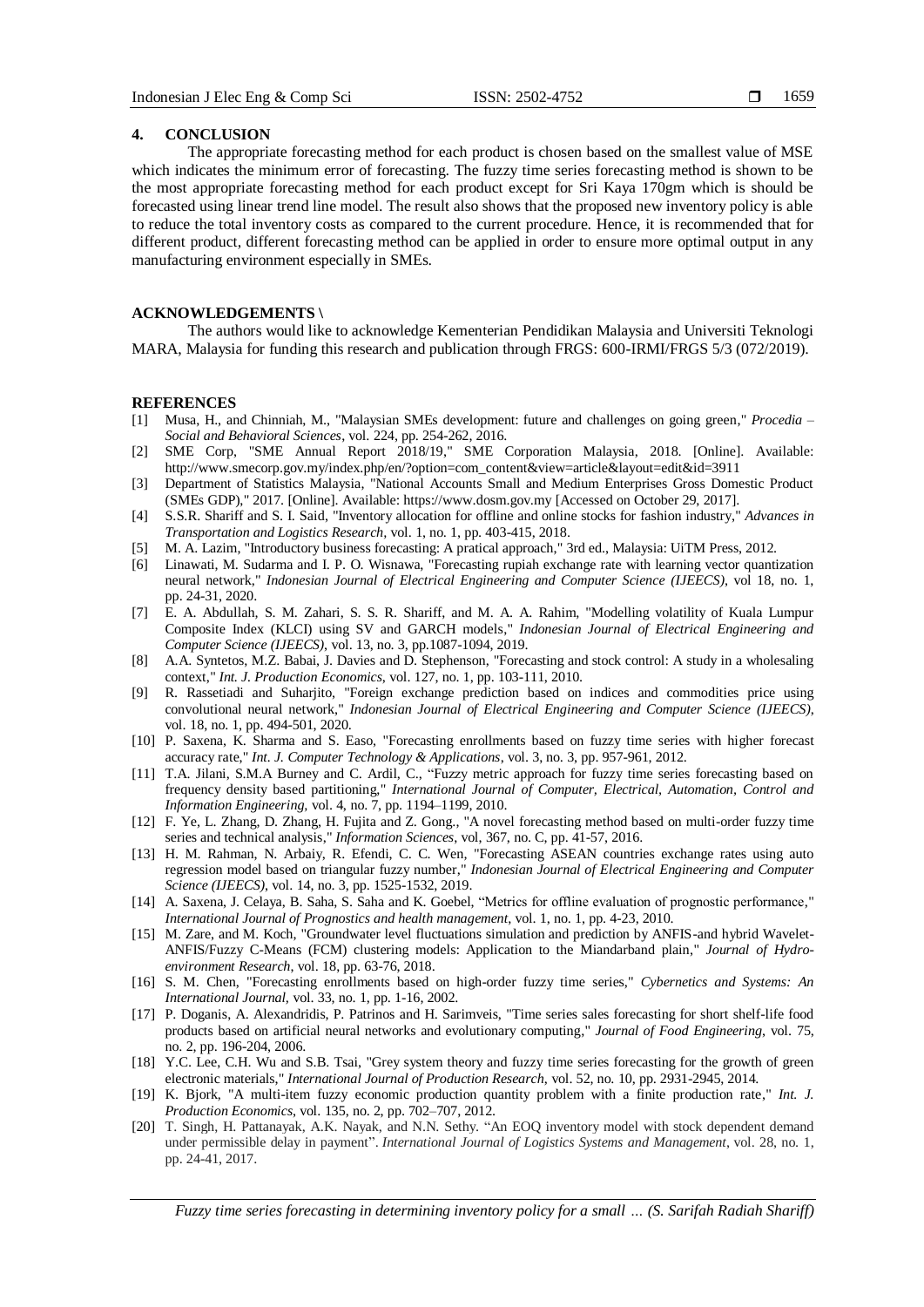## 4. CONCLUSION

The appropriate forecasting method for each product is chosen based on the smallest value of MSE which indicates the minimum error of forecasting. The fuzzy time series forecasting method is shown to be the most appropriate forecasting method for each product except for Sri Kaya 170gm which is should be forecasted using linear trend line model. The result also shows that the proposed new inventory policy is able to reduce the total inventory costs as compared to the current procedure. Hence, it is recommended that for different product, different forecasting method can be applied in order to ensure more optimal output in any manufacturing environment especially in SMEs.

## ACKNOWLEDGEMENTS \

The authors would like to acknowledge Kementerian Pendidikan Malaysia and Universiti Teknologi MARA, Malaysia for funding this research and publication through FRGS: 600-IRMI/FRGS 5/3 (072/2019).

## REFERENCES

[1] Musa, H., and Chinniah, M., "Malaysian SMEs development: future and challenges on going green," *Procedia – Social and Behavioral Sciences*, vol. 224, pp. 254-262, 2016.

[2] SME Corp, "SME Annual Report 2018/19," SME Corporation Malaysia, 2018. [Online]. Available: http://www.smecorp.gov.my/index.php/en/?option=com_content&view=article&layout=edit&id=3911

[3] Department of Statistics Malaysia, "National Accounts Small and Medium Enterprises Gross Domestic Product (SMEs GDP)," 2017. [Online]. Available: https://www.dosm.gov.my [Accessed on October 29, 2017].

[4] S.S.R. Shariff and S. I. Said, "Inventory allocation for offline and online stocks for fashion industry," *Advances in Transportation and Logistics Research*, vol. 1, no. 1, pp. 403-415, 2018.

[5] M. A. Lazim, "Introductory business forecasting: A pratical approach," 3rd ed., Malaysia: UiTM Press, 2012.

[6] Linawati, M. Sudarma and I. P. O. Wisnawa, "Forecasting rupiah exchange rate with learning vector quantization neural network," *Indonesian Journal of Electrical Engineering and Computer Science (IJEECS)*, vol 18, no. 1, pp. 24-31, 2020.

[7] E. A. Abdullah, S. M. Zahari, S. S. R. Shariff, and M. A. A. Rahim, "Modelling volatility of Kuala Lumpur Composite Index (KLCI) using SV and GARCH models," *Indonesian Journal of Electrical Engineering and Computer Science (IJEECS)*, vol. 13, no. 3, pp.1087-1094, 2019.

[8] A.A. Syntetos, M.Z. Babai, J. Davies and D. Stephenson, "Forecasting and stock control: A study in a wholesaling context," *Int. J. Production Economics*, vol. 127, no. 1, pp. 103-111, 2010.

[9] R. Rassetiadi and Suharjito, "Foreign exchange prediction based on indices and commodities price using convolutional neural network," *Indonesian Journal of Electrical Engineering and Computer Science (IJEECS)*, vol. 18, no. 1, pp. 494-501, 2020.

[10] P. Saxena, K. Sharma and S. Easo, "Forecasting enrollments based on fuzzy time series with higher forecast accuracy rate," *Int. J. Computer Technology & Applications*, vol. 3, no. 3, pp. 957-961, 2012.

[11] T.A. Jilani, S.M.A Burney and C. Ardil, C., "Fuzzy metric approach for fuzzy time series forecasting based on frequency density based partitioning," *International Journal of Computer, Electrical, Automation, Control and Information Engineering*, vol. 4, no. 7, pp. 1194–1199, 2010.

[12] F. Ye, L. Zhang, D. Zhang, H. Fujita and Z. Gong., "A novel forecasting method based on multi-order fuzzy time series and technical analysis," *Information Sciences*, vol, 367, no. C, pp. 41-57, 2016.

[13] H. M. Rahman, N. Arbaiy, R. Efendi, C. C. Wen, "Forecasting ASEAN countries exchange rates using auto regression model based on triangular fuzzy number," *Indonesian Journal of Electrical Engineering and Computer Science (IJEECS)*, vol. 14, no. 3, pp. 1525-1532, 2019.

[14] A. Saxena, J. Celaya, B. Saha, S. Saha and K. Goebel, "Metrics for offline evaluation of prognostic performance," *International Journal of Prognostics and health management*, vol. 1, no. 1, pp. 4-23, 2010.

[15] M. Zare, and M. Koch, "Groundwater level fluctuations simulation and prediction by ANFIS-and hybrid Wavelet-ANFIS/Fuzzy C-Means (FCM) clustering models: Application to the Miandarband plain," *Journal of Hydro-environment Research*, vol. 18, pp. 63-76, 2018.

[16] S. M. Chen, "Forecasting enrollments based on high-order fuzzy time series," *Cybernetics and Systems: An International Journal*, vol. 33, no. 1, pp. 1-16, 2002.

[17] P. Doganis, A. Alexandridis, P. Patrinos and H. Sarimveis, "Time series sales forecasting for short shelf-life food products based on artificial neural networks and evolutionary computing," *Journal of Food Engineering*, vol. 75, no. 2, pp. 196-204, 2006.

[18] Y.C. Lee, C.H. Wu and S.B. Tsai, "Grey system theory and fuzzy time series forecasting for the growth of green electronic materials," *International Journal of Production Research*, vol. 52, no. 10, pp. 2931-2945, 2014.

[19] K. Bjork, "A multi-item fuzzy economic production quantity problem with a finite production rate," *Int. J. Production Economics*, vol. 135, no. 2, pp. 702–707, 2012.

[20] T. Singh, H. Pattanayak, A.K. Nayak, and N.N. Sethy. "An EOQ inventory model with stock dependent demand under permissible delay in payment". *International Journal of Logistics Systems and Management*, vol. 28, no. 1, pp. 24-41, 2017.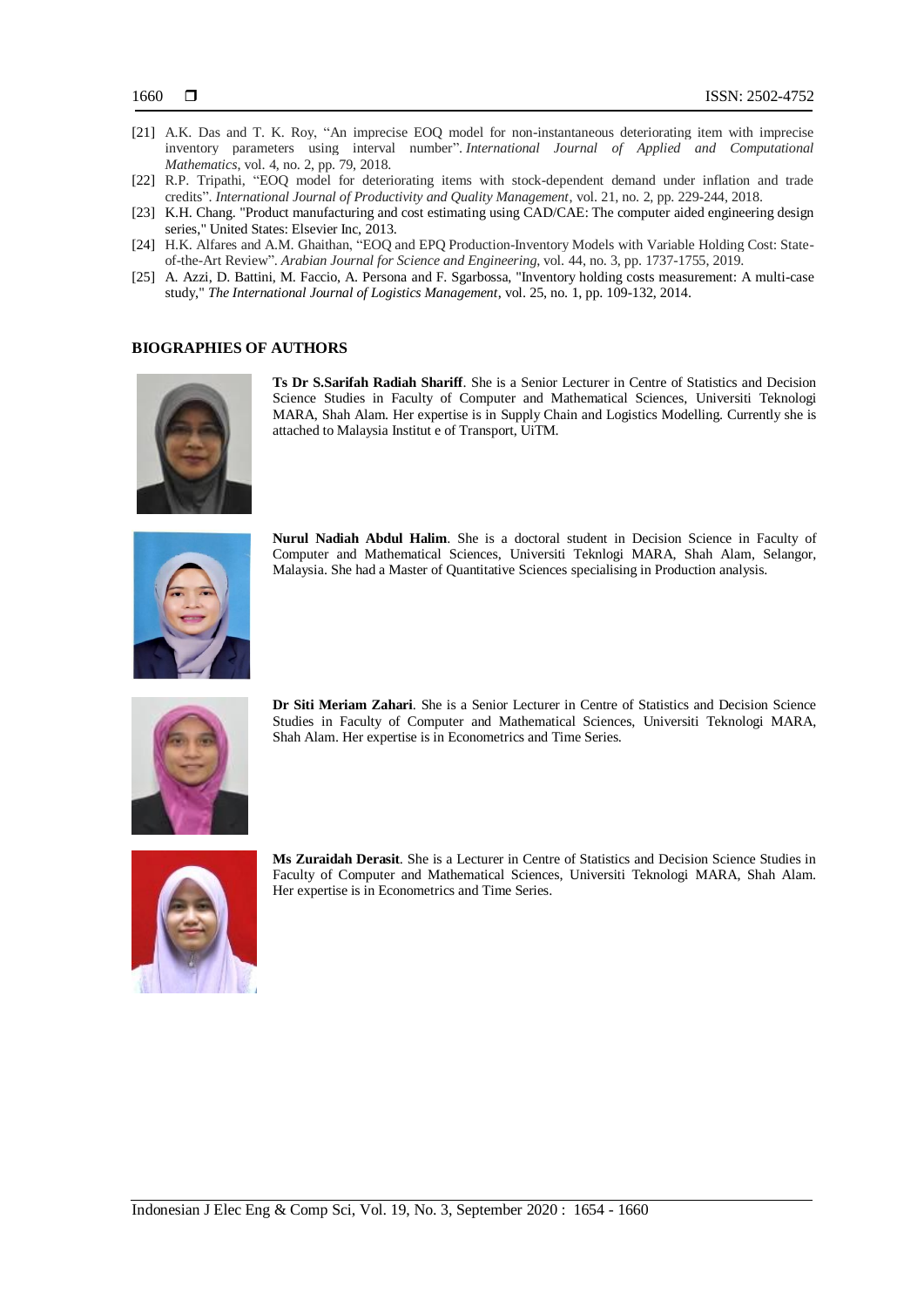- [21] A.K. Das and T. K. Roy, “An imprecise EOQ model for non-instantaneous deteriorating item with imprecise inventory parameters using interval number”. *International Journal of Applied and Computational Mathematics*, vol. 4, no. 2, pp. 79, 2018.
- [22] R.P. Tripathi, “EOQ model for deteriorating items with stock-dependent demand under inflation and trade credits”. *International Journal of Productivity and Quality Management*, vol. 21, no. 2, pp. 229-244, 2018.
- [23] K.H. Chang. "Product manufacturing and cost estimating using CAD/CAE: The computer aided engineering design series," United States: Elsevier Inc, 2013.
- [24] H.K. Alfares and A.M. Ghaithan, “EOQ and EPQ Production-Inventory Models with Variable Holding Cost: State-of-the-Art Review”. *Arabian Journal for Science and Engineering*, vol. 44, no. 3, pp. 1737-1755, 2019.
- [25] A. Azzi, D. Battini, M. Faccio, A. Persona and F. Sgarbossa, "Inventory holding costs measurement: A multi-case study," *The International Journal of Logistics Management*, vol. 25, no. 1, pp. 109-132, 2014.

## BIOGRAPHIES OF AUTHORS

**Ts Dr S.Sarifah Radiah Shariff**. She is a Senior Lecturer in Centre of Statistics and Decision Science Studies in Faculty of Computer and Mathematical Sciences, Universiti Teknologi MARA, Shah Alam. Her expertise is in Supply Chain and Logistics Modelling. Currently she is attached to Malaysia Institut e of Transport, UiTM.

**Nurul Nadiah Abdul Halim**. She is a doctoral student in Decision Science in Faculty of Computer and Mathematical Sciences, Universiti Teknlogi MARA, Shah Alam, Selangor, Malaysia. She had a Master of Quantitative Sciences specialising in Production analysis.

**Dr Siti Meriam Zahari**. She is a Senior Lecturer in Centre of Statistics and Decision Science Studies in Faculty of Computer and Mathematical Sciences, Universiti Teknologi MARA, Shah Alam. Her expertise is in Econometrics and Time Series.

**Ms Zuraidah Derasit**. She is a Lecturer in Centre of Statistics and Decision Science Studies in Faculty of Computer and Mathematical Sciences, Universiti Teknologi MARA, Shah Alam. Her expertise is in Econometrics and Time Series.